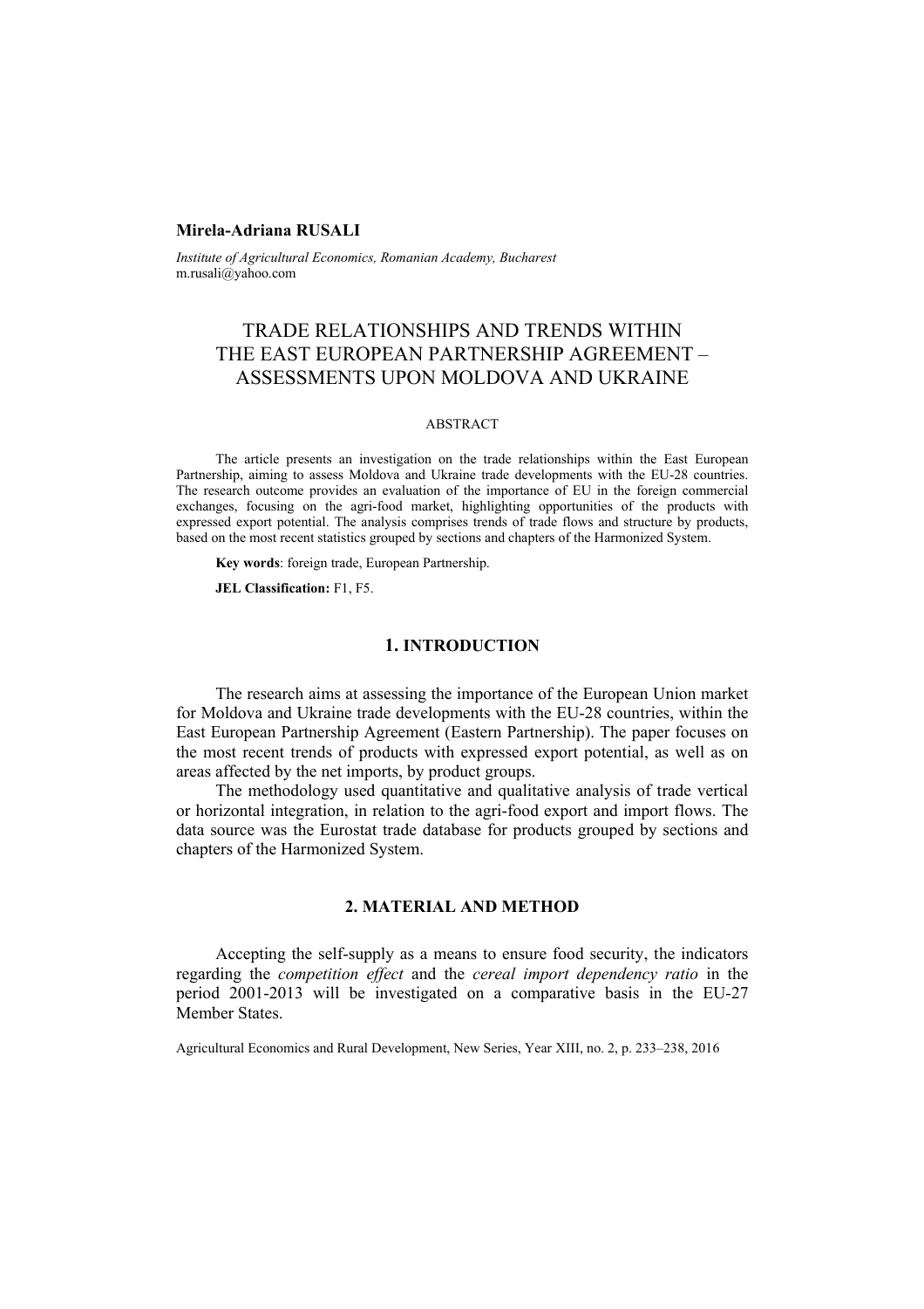**Mirela-Adriana RUSALI**

*Institute of Agricultural Economics, Romanian Academy, Bucharest*
m.rusali@yahoo.com

# TRADE RELATIONSHIPS AND TRENDS WITHIN THE EAST EUROPEAN PARTNERSHIP AGREEMENT – ASSESSMENTS UPON MOLDOVA AND UKRAINE

ABSTRACT

The article presents an investigation on the trade relationships within the East European Partnership, aiming to assess Moldova and Ukraine trade developments with the EU-28 countries. The research outcome provides an evaluation of the importance of EU in the foreign commercial exchanges, focusing on the agri-food market, highlighting opportunities of the products with expressed export potential. The analysis comprises trends of trade flows and structure by products, based on the most recent statistics grouped by sections and chapters of the Harmonized System.

**Key words**: foreign trade, European Partnership.

**JEL Classification:** F1, F5.

## 1. INTRODUCTION

The research aims at assessing the importance of the European Union market for Moldova and Ukraine trade developments with the EU-28 countries, within the East European Partnership Agreement (Eastern Partnership). The paper focuses on the most recent trends of products with expressed export potential, as well as on areas affected by the net imports, by product groups.

The methodology used quantitative and qualitative analysis of trade vertical or horizontal integration, in relation to the agri-food export and import flows. The data source was the Eurostat trade database for products grouped by sections and chapters of the Harmonized System.

## 2. MATERIAL AND METHOD

Accepting the self-supply as a means to ensure food security, the indicators regarding the *competition effect* and the *cereal import dependency ratio* in the period 2001-2013 will be investigated on a comparative basis in the EU-27 Member States.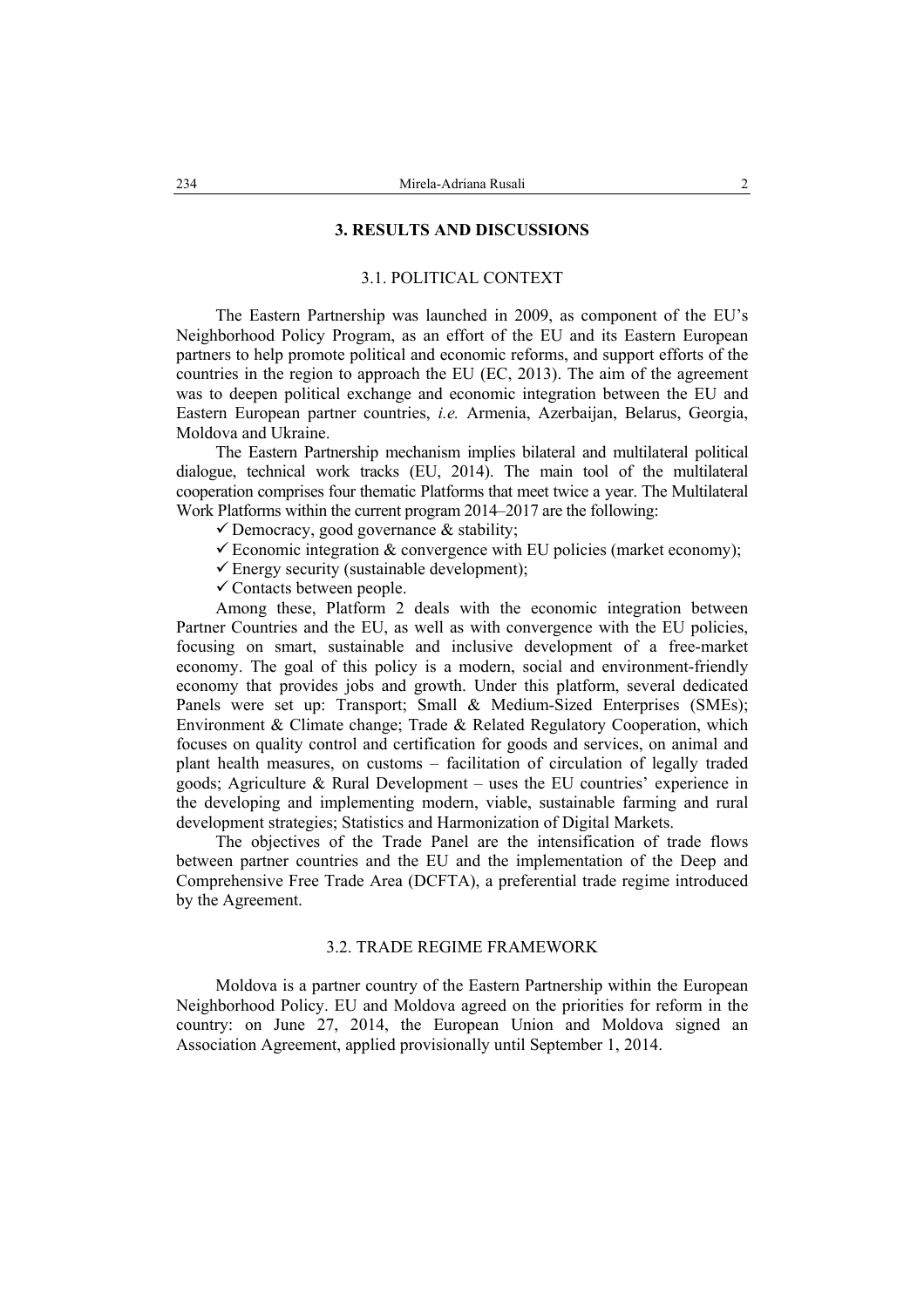## 3. RESULTS AND DISCUSSIONS

### 3.1. POLITICAL CONTEXT

The Eastern Partnership was launched in 2009, as component of the EU's Neighborhood Policy Program, as an effort of the EU and its Eastern European partners to help promote political and economic reforms, and support efforts of the countries in the region to approach the EU (EC, 2013). The aim of the agreement was to deepen political exchange and economic integration between the EU and Eastern European partner countries, *i.e.* Armenia, Azerbaijan, Belarus, Georgia, Moldova and Ukraine.

The Eastern Partnership mechanism implies bilateral and multilateral political dialogue, technical work tracks (EU, 2014). The main tool of the multilateral cooperation comprises four thematic Platforms that meet twice a year. The Multilateral Work Platforms within the current program 2014–2017 are the following:

- ✓ Democracy, good governance & stability;
- ✓ Economic integration & convergence with EU policies (market economy);
- ✓ Energy security (sustainable development);
- ✓ Contacts between people.

Among these, Platform 2 deals with the economic integration between Partner Countries and the EU, as well as with convergence with the EU policies, focusing on smart, sustainable and inclusive development of a free-market economy. The goal of this policy is a modern, social and environment-friendly economy that provides jobs and growth. Under this platform, several dedicated Panels were set up: Transport; Small & Medium-Sized Enterprises (SMEs); Environment & Climate change; Trade & Related Regulatory Cooperation, which focuses on quality control and certification for goods and services, on animal and plant health measures, on customs – facilitation of circulation of legally traded goods; Agriculture & Rural Development – uses the EU countries' experience in the developing and implementing modern, viable, sustainable farming and rural development strategies; Statistics and Harmonization of Digital Markets.

The objectives of the Trade Panel are the intensification of trade flows between partner countries and the EU and the implementation of the Deep and Comprehensive Free Trade Area (DCFTA), a preferential trade regime introduced by the Agreement.

### 3.2. TRADE REGIME FRAMEWORK

Moldova is a partner country of the Eastern Partnership within the European Neighborhood Policy. EU and Moldova agreed on the priorities for reform in the country: on June 27, 2014, the European Union and Moldova signed an Association Agreement, applied provisionally until September 1, 2014.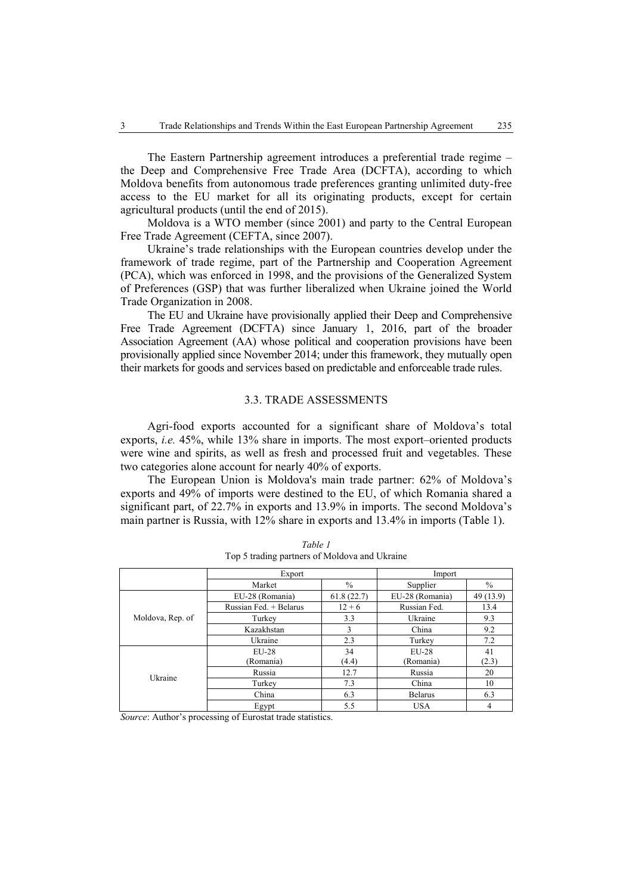The Eastern Partnership agreement introduces a preferential trade regime – the Deep and Comprehensive Free Trade Area (DCFTA), according to which Moldova benefits from autonomous trade preferences granting unlimited duty-free access to the EU market for all its originating products, except for certain agricultural products (until the end of 2015).

Moldova is a WTO member (since 2001) and party to the Central European Free Trade Agreement (CEFTA, since 2007).

Ukraine's trade relationships with the European countries develop under the framework of trade regime, part of the Partnership and Cooperation Agreement (PCA), which was enforced in 1998, and the provisions of the Generalized System of Preferences (GSP) that was further liberalized when Ukraine joined the World Trade Organization in 2008.

The EU and Ukraine have provisionally applied their Deep and Comprehensive Free Trade Agreement (DCFTA) since January 1, 2016, part of the broader Association Agreement (AA) whose political and cooperation provisions have been provisionally applied since November 2014; under this framework, they mutually open their markets for goods and services based on predictable and enforceable trade rules.

### 3.3. TRADE ASSESSMENTS

Agri-food exports accounted for a significant share of Moldova's total exports, *i.e.* 45%, while 13% share in imports. The most export–oriented products were wine and spirits, as well as fresh and processed fruit and vegetables. These two categories alone account for nearly 40% of exports.

The European Union is Moldova's main trade partner: 62% of Moldova's exports and 49% of imports were destined to the EU, of which Romania shared a significant part, of 22.7% in exports and 13.9% in imports. The second Moldova's main partner is Russia, with 12% share in exports and 13.4% in imports (Table 1).

*Table 1*

Top 5 trading partners of Moldova and Ukraine

| | Export | | Import | |
|---|---|---|---|---|
| | Market | % | Supplier | % |
| Moldova, Rep. of | EU-28 (Romania) | 61.8 (22.7) | EU-28 (Romania) | 49 (13.9) |
| | Russian Fed. + Belarus | 12 + 6 | Russian Fed. | 13.4 |
| | Turkey | 3.3 | Ukraine | 9.3 |
| | Kazakhstan | 3 | China | 9.2 |
| | Ukraine | 2.3 | Turkey | 7.2 |
| Ukraine | EU-28 (Romania) | 34 (4.4) | EU-28 (Romania) | 41 (2.3) |
| | Russia | 12.7 | Russia | 20 |
| | Turkey | 7.3 | China | 10 |
| | China | 6.3 | Belarus | 6.3 |
| | Egypt | 5.5 | USA | 4 |

*Source*: Author's processing of Eurostat trade statistics.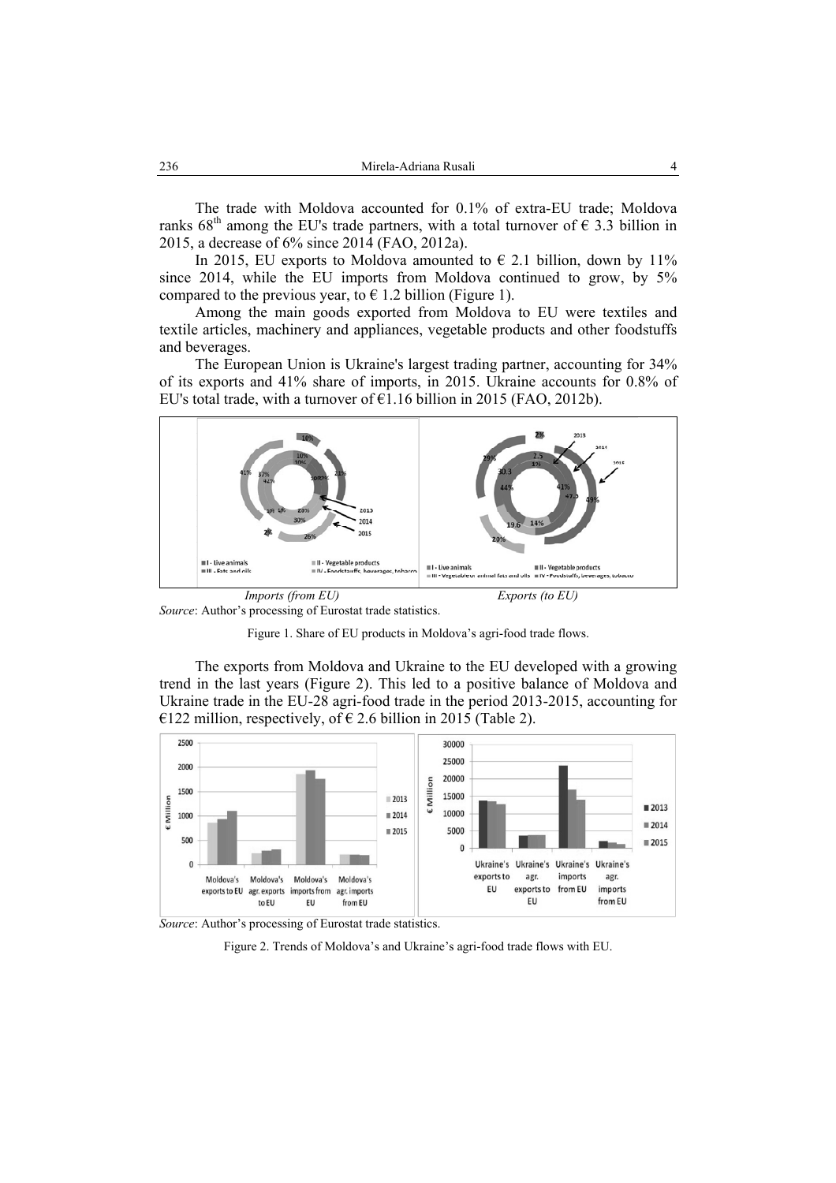The trade with Moldova accounted for 0.1% of extra-EU trade; Moldova ranks 68th among the EU's trade partners, with a total turnover of € 3.3 billion in 2015, a decrease of 6% since 2014 (FAO, 2012a).

In 2015, EU exports to Moldova amounted to € 2.1 billion, down by 11% since 2014, while the EU imports from Moldova continued to grow, by 5% compared to the previous year, to € 1.2 billion (Figure 1).

Among the main goods exported from Moldova to EU were textiles and textile articles, machinery and appliances, vegetable products and other foodstuffs and beverages.

The European Union is Ukraine's largest trading partner, accounting for 34% of its exports and 41% share of imports, in 2015. Ukraine accounts for 0.8% of EU's total trade, with a turnover of €1.16 billion in 2015 (FAO, 2012b).

*Imports (from EU)* *Exports (to EU)*

*Source*: Author's processing of Eurostat trade statistics.

Figure 1. Share of EU products in Moldova's agri-food trade flows.

The exports from Moldova and Ukraine to the EU developed with a growing trend in the last years (Figure 2). This led to a positive balance of Moldova and Ukraine trade in the EU-28 agri-food trade in the period 2013-2015, accounting for €122 million, respectively, of € 2.6 billion in 2015 (Table 2).

*Source*: Author's processing of Eurostat trade statistics.

Figure 2. Trends of Moldova's and Ukraine's agri-food trade flows with EU.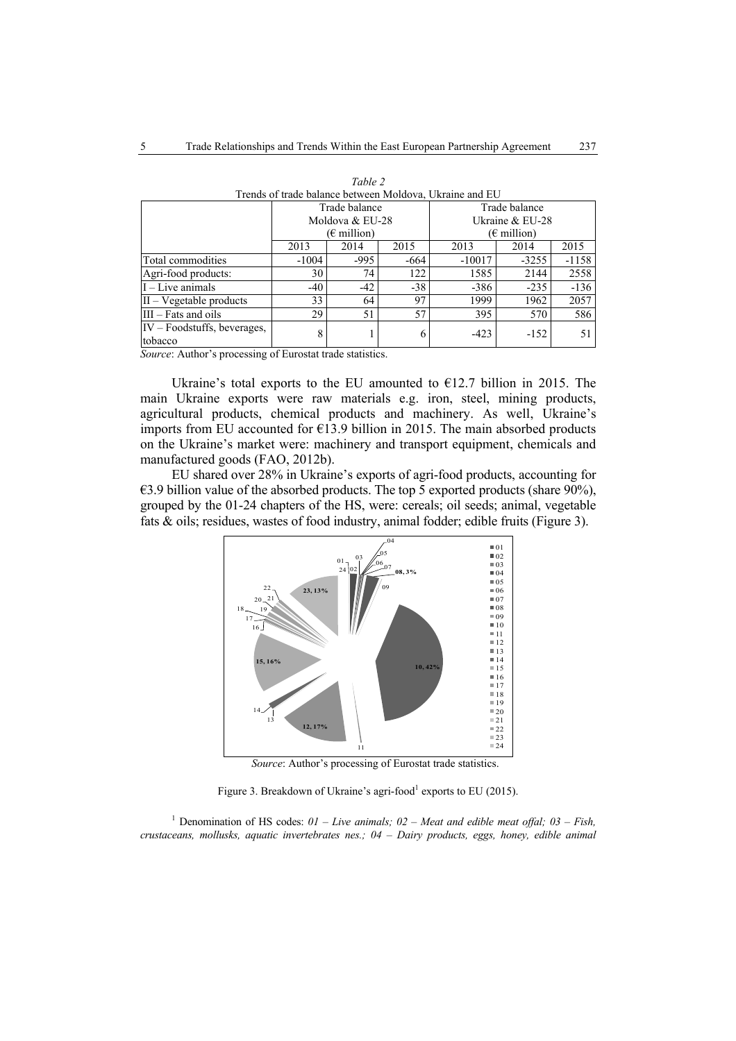*Table 2*
Trends of trade balance between Moldova, Ukraine and EU

| | Trade balance Moldova & EU-28 (€ million) | | | Trade balance Ukraine & EU-28 (€ million) | | |
|---|---|---|---|---|---|---|
| | 2013 | 2014 | 2015 | 2013 | 2014 | 2015 |
| Total commodities | -1004 | -995 | -664 | -10017 | -3255 | -1158 |
| Agri-food products: | 30 | 74 | 122 | 1585 | 2144 | 2558 |
| I – Live animals | -40 | -42 | -38 | -386 | -235 | -136 |
| II – Vegetable products | 33 | 64 | 97 | 1999 | 1962 | 2057 |
| III – Fats and oils | 29 | 51 | 57 | 395 | 570 | 586 |
| IV – Foodstuffs, beverages, tobacco | 8 | 1 | 6 | -423 | -152 | 51 |

*Source*: Author's processing of Eurostat trade statistics.

Ukraine's total exports to the EU amounted to €12.7 billion in 2015. The main Ukraine exports were raw materials e.g. iron, steel, mining products, agricultural products, chemical products and machinery. As well, Ukraine's imports from EU accounted for €13.9 billion in 2015. The main absorbed products on the Ukraine's market were: machinery and transport equipment, chemicals and manufactured goods (FAO, 2012b).

EU shared over 28% in Ukraine's exports of agri-food products, accounting for €3.9 billion value of the absorbed products. The top 5 exported products (share 90%), grouped by the 01-24 chapters of the HS, were: cereals; oil seeds; animal, vegetable fats & oils; residues, wastes of food industry, animal fodder; edible fruits (Figure 3).

*Source*: Author's processing of Eurostat trade statistics.

Figure 3. Breakdown of Ukraine's agri-food[1] exports to EU (2015).

[1] Denomination of HS codes: *01 – Live animals; 02 – Meat and edible meat offal; 03 – Fish, crustaceans, mollusks, aquatic invertebrates nes.; 04 – Dairy products, eggs, honey, edible animal*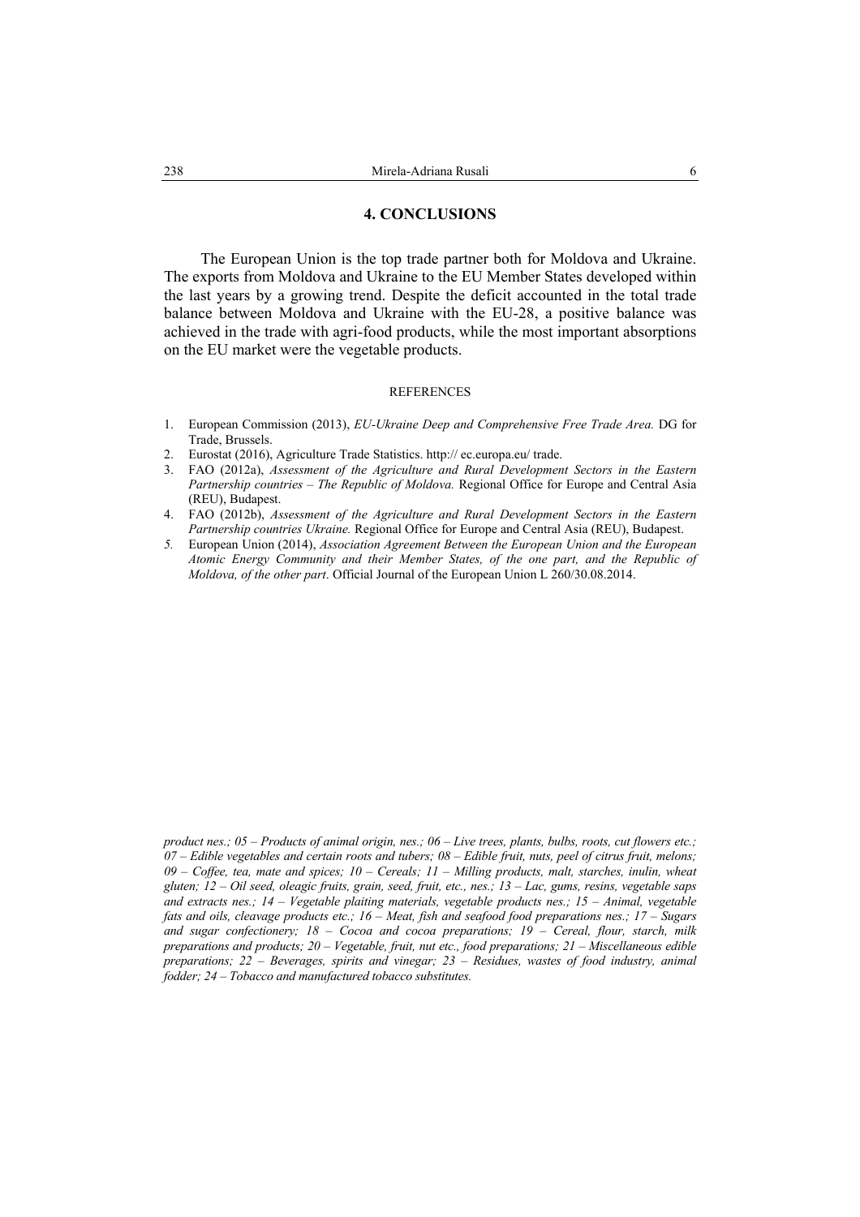## 4. CONCLUSIONS

The European Union is the top trade partner both for Moldova and Ukraine. The exports from Moldova and Ukraine to the EU Member States developed within the last years by a growing trend. Despite the deficit accounted in the total trade balance between Moldova and Ukraine with the EU-28, a positive balance was achieved in the trade with agri-food products, while the most important absorptions on the EU market were the vegetable products.

REFERENCES

1. European Commission (2013), *EU-Ukraine Deep and Comprehensive Free Trade Area.* DG for Trade, Brussels.
2. Eurostat (2016), Agriculture Trade Statistics. http:// ec.europa.eu/ trade.
3. FAO (2012a), *Assessment of the Agriculture and Rural Development Sectors in the Eastern Partnership countries – The Republic of Moldova.* Regional Office for Europe and Central Asia (REU), Budapest.
4. FAO (2012b), *Assessment of the Agriculture and Rural Development Sectors in the Eastern Partnership countries Ukraine.* Regional Office for Europe and Central Asia (REU), Budapest.
5. European Union (2014), *Association Agreement Between the European Union and the European Atomic Energy Community and their Member States, of the one part, and the Republic of Moldova, of the other part*. Official Journal of the European Union L 260/30.08.2014.

*product nes.; 05 – Products of animal origin, nes.; 06 – Live trees, plants, bulbs, roots, cut flowers etc.; 07 – Edible vegetables and certain roots and tubers; 08 – Edible fruit, nuts, peel of citrus fruit, melons; 09 – Coffee, tea, mate and spices; 10 – Cereals; 11 – Milling products, malt, starches, inulin, wheat gluten; 12 – Oil seed, oleagic fruits, grain, seed, fruit, etc., nes.; 13 – Lac, gums, resins, vegetable saps and extracts nes.; 14 – Vegetable plaiting materials, vegetable products nes.; 15 – Animal, vegetable fats and oils, cleavage products etc.; 16 – Meat, fish and seafood food preparations nes.; 17 – Sugars and sugar confectionery; 18 – Cocoa and cocoa preparations; 19 – Cereal, flour, starch, milk preparations and products; 20 – Vegetable, fruit, nut etc., food preparations; 21 – Miscellaneous edible preparations; 22 – Beverages, spirits and vinegar; 23 – Residues, wastes of food industry, animal fodder; 24 – Tobacco and manufactured tobacco substitutes.*